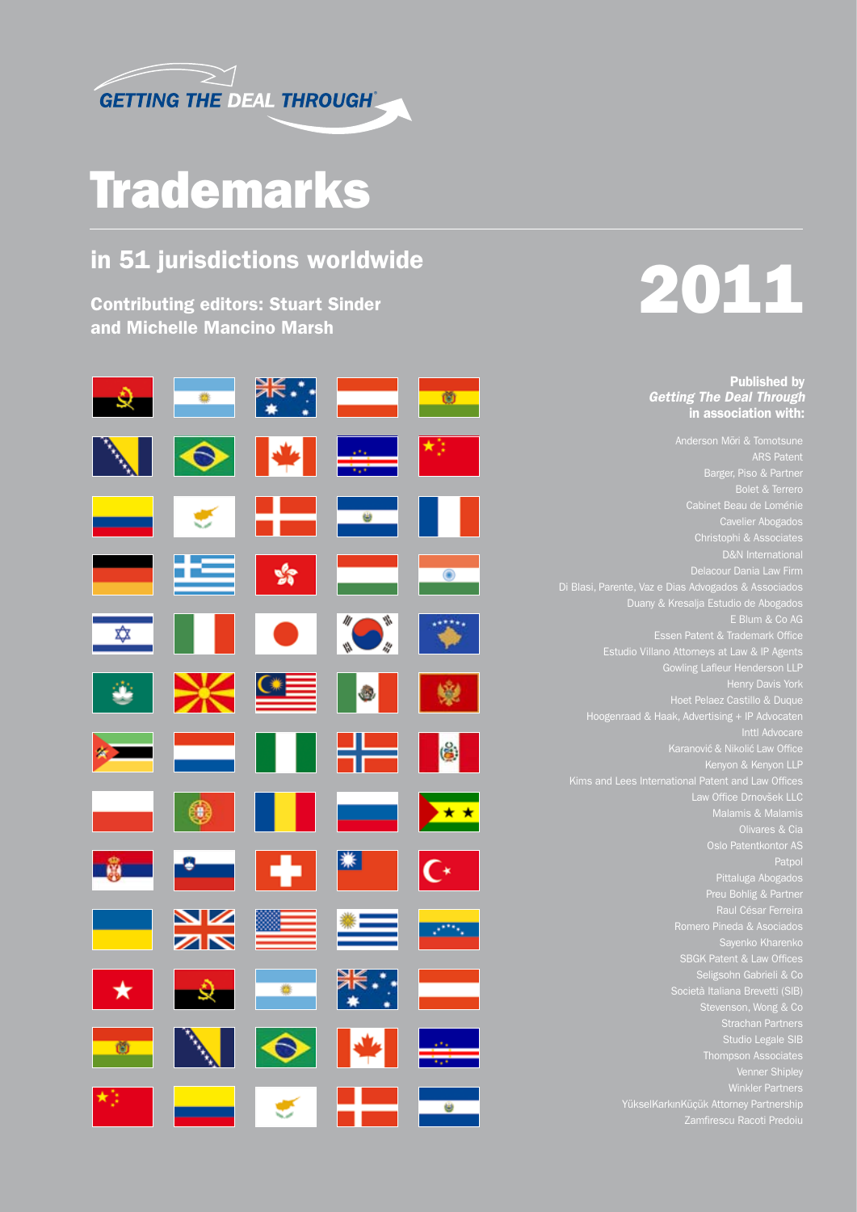GETTING THE DEAL THROUGH®

# Trademarks

## in 51 jurisdictions worldwide

**Contributing editors: Stuart Sinder and Michelle Mancino Marsh**

# 2011

**Published by**
***Getting The Deal Through***
**in association with:**

Anderson Mōri & Tomotsune
ARS Patent
Barger, Piso & Partner
Bolet & Terrero
Cabinet Beau de Loménie
Cavelier Abogados
Christophi & Associates
D&N International
Delacour Dania Law Firm
Di Blasi, Parente, Vaz e Dias Advogados & Associados
Duany & Kresalja Estudio de Abogados
E Blum & Co AG
Essen Patent & Trademark Office
Estudio Villano Attorneys at Law & IP Agents
Gowling Lafleur Henderson LLP
Henry Davis York
Hoet Pelaez Castillo & Duque
Hoogenraad & Haak, Advertising + IP Advocaten
Inttl Advocare
Karanović & Nikolić Law Office
Kenyon & Kenyon LLP
Kims and Lees International Patent and Law Offices
Law Office Drnovšek LLC
Malamis & Malamis
Olivares & Cia
Oslo Patentkontor AS
Patpol
Pittaluga Abogados
Preu Bohlig & Partner
Raul César Ferreira
Romero Pineda & Asociados
Sayenko Kharenko
SBGK Patent & Law Offices
Seligsohn Gabrieli & Co
Società Italiana Brevetti (SIB)
Stevenson, Wong & Co
Strachan Partners
Studio Legale SIB
Thompson Associates
Venner Shipley
Winkler Partners
YükselKarkınKüçük Attorney Partnership
Zamfirescu Racoti Predoiu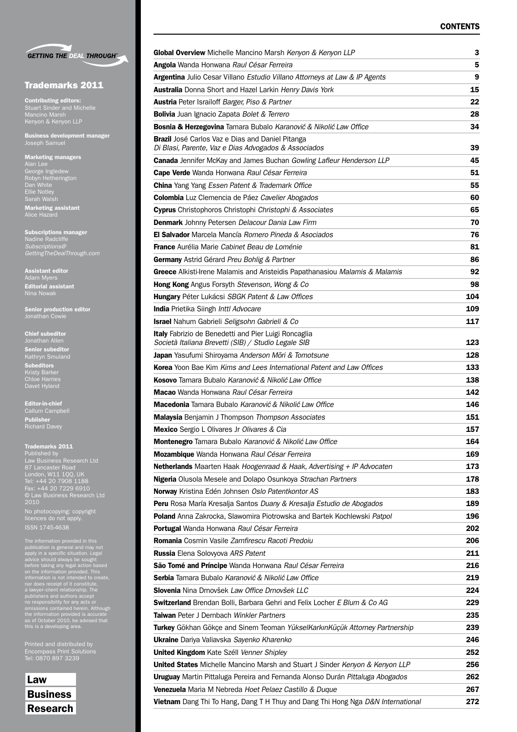## CONTENTS

GETTING THE DEAL THROUGH®

# Trademarks 2011

**Contributing editors:**
Stuart Sinder and Michelle Mancino Marsh
Kenyon & Kenyon LLP

**Business development manager**
Joseph Samuel

**Marketing managers**
Alan Lee
George Ingledew
Robyn Hetherington
Dan White
Ellie Notley
Sarah Walsh

**Marketing assistant**
Alice Hazard

**Subscriptions manager**
Nadine Radcliffe
*Subscriptions@GettingTheDealThrough.com*

**Assistant editor**
Adam Myers

**Editorial assistant**
Nina Nowak

**Senior production editor**
Jonathan Cowie

**Chief subeditor**
Jonathan Allen

**Senior subeditor**
Kathryn Smuland

**Subeditors**
Kristy Barker
Chloe Harries
Davet Hyland

**Editor-in-chief**
Callum Campbell

**Publisher**
Richard Davey

**Trademarks 2011**
Published by
Law Business Research Ltd
87 Lancaster Road
London, W11 1QQ, UK
Tel: +44 20 7908 1188
Fax: +44 20 7229 6910
© Law Business Research Ltd 2010

No photocopying: copyright licences do not apply.

ISSN 1745-4638

The information provided in this publication is general and may not apply in a specific situation. Legal advice should always be sought before taking any legal action based on the information provided. This information is not intended to create, nor does receipt of it constitute, a lawyer–client relationship. The publishers and authors accept no responsibility for any acts or omissions contained herein. Although the information provided is accurate as of October 2010, be advised that this is a developing area.

Printed and distributed by
Encompass Print Solutions
Tel: 0870 897 3239

Law
Business
Research

| | |
|---|---|
| **Global Overview** Michelle Mancino Marsh *Kenyon & Kenyon LLP* | 3 |
| **Angola** Wanda Honwana *Raul César Ferreira* | 5 |
| **Argentina** Julio Cesar Villano *Estudio Villano Attorneys at Law & IP Agents* | 9 |
| **Australia** Donna Short and Hazel Larkin *Henry Davis York* | 15 |
| **Austria** Peter Israiloff *Barger, Piso & Partner* | 22 |
| **Bolivia** Juan Ignacio Zapata *Bolet & Terrero* | 28 |
| **Bosnia & Herzegovina** Tamara Bubalo *Karanović & Nikolić Law Office* | 34 |
| **Brazil** José Carlos Vaz e Dias and Daniel Pitanga *Di Blasi, Parente, Vaz e Dias Advogados & Associados* | 39 |
| **Canada** Jennifer McKay and James Buchan *Gowling Lafleur Henderson LLP* | 45 |
| **Cape Verde** Wanda Honwana *Raul César Ferreira* | 51 |
| **China** Yang Yang *Essen Patent & Trademark Office* | 55 |
| **Colombia** Luz Clemencia de Páez *Cavelier Abogados* | 60 |
| **Cyprus** Christophoros Christophi *Christophi & Associates* | 65 |
| **Denmark** Johnny Petersen *Delacour Dania Law Firm* | 70 |
| **El Salvador** Marcela Mancía *Romero Pineda & Asociados* | 76 |
| **France** Aurélia Marie *Cabinet Beau de Loménie* | 81 |
| **Germany** Astrid Gérard *Preu Bohlig & Partner* | 86 |
| **Greece** Alkisti-Irene Malamis and Aristeidis Papathanasiou *Malamis & Malamis* | 92 |
| **Hong Kong** Angus Forsyth *Stevenson, Wong & Co* | 98 |
| **Hungary** Péter Lukácsi *SBGK Patent & Law Offices* | 104 |
| **India** Prietika Siingh *Inttl Advocare* | 109 |
| **Israel** Nahum Gabrieli *Seligsohn Gabrieli & Co* | 117 |
| **Italy** Fabrizio de Benedetti and Pier Luigi Roncaglia *Società Italiana Brevetti (SIB) / Studio Legale SIB* | 123 |
| **Japan** Yasufumi Shiroyama *Anderson Mōri & Tomotsune* | 128 |
| **Korea** Yoon Bae Kim *Kims and Lees International Patent and Law Offices* | 133 |
| **Kosovo** Tamara Bubalo *Karanović & Nikolić Law Office* | 138 |
| **Macao** Wanda Honwana *Raul César Ferreira* | 142 |
| **Macedonia** Tamara Bubalo *Karanović & Nikolić Law Office* | 146 |
| **Malaysia** Benjamin J Thompson *Thompson Associates* | 151 |
| **Mexico** Sergio L Olivares Jr *Olivares & Cia* | 157 |
| **Montenegro** Tamara Bubalo *Karanović & Nikolić Law Office* | 164 |
| **Mozambique** Wanda Honwana *Raul César Ferreira* | 169 |
| **Netherlands** Maarten Haak *Hoogenraad & Haak, Advertising + IP Advocaten* | 173 |
| **Nigeria** Olusola Mesele and Dolapo Osunkoya *Strachan Partners* | 178 |
| **Norway** Kristina Edén Johnsen *Oslo Patentkontor AS* | 183 |
| **Peru** Rosa María Kresalja Santos *Duany & Kresalja Estudio de Abogados* | 189 |
| **Poland** Anna Zakrocka, Slawomira Piotrowska and Bartek Kochlewski *Patpol* | 196 |
| **Portugal** Wanda Honwana *Raul César Ferreira* | 202 |
| **Romania** Cosmin Vasile *Zamfirescu Racoti Predoiu* | 206 |
| **Russia** Elena Solovyova *ARS Patent* | 211 |
| **São Tomé and Príncipe** Wanda Honwana *Raul César Ferreira* | 216 |
| **Serbia** Tamara Bubalo *Karanović & Nikolić Law Office* | 219 |
| **Slovenia** Nina Drnovšek *Law Office Drnovšek LLC* | 224 |
| **Switzerland** Brendan Bolli, Barbara Gehri and Felix Locher *E Blum & Co AG* | 229 |
| **Taiwan** Peter J Dernbach *Winkler Partners* | 235 |
| **Turkey** Gökhan Gökçe and Sinem Teoman *YükselKarkınKüçük Attorney Partnership* | 239 |
| **Ukraine** Dariya Valiavska *Sayenko Kharenko* | 246 |
| **United Kingdom** Kate Széll *Venner Shipley* | 252 |
| **United States** Michelle Mancino Marsh and Stuart J Sinder *Kenyon & Kenyon LLP* | 256 |
| **Uruguay** Martin Pittaluga Pereira and Fernanda Alonso Durán *Pittaluga Abogados* | 262 |
| **Venezuela** Maria M Nebreda *Hoet Pelaez Castillo & Duque* | 267 |
| **Vietnam** Dang Thi To Hang, Dang T H Thuy and Dang Thi Hong Nga *D&N International* | 272 |